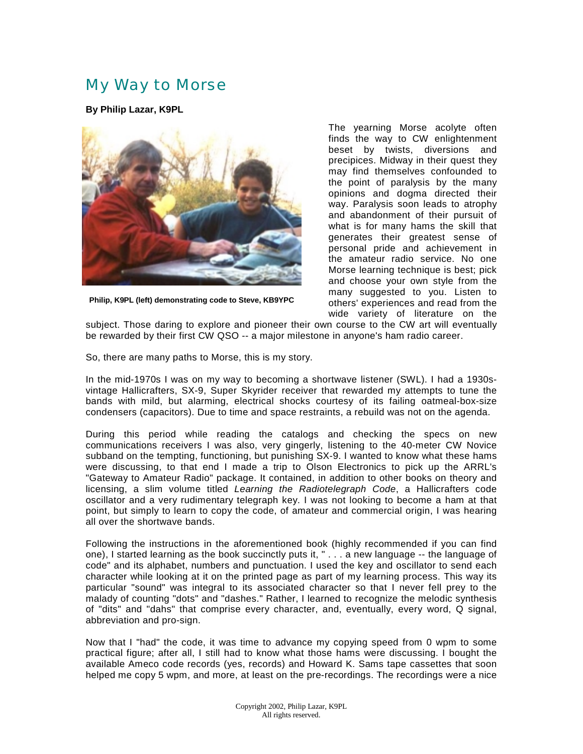# My Way to Morse

**By Philip Lazar, K9PL**

**Philip, K9PL (left) demonstrating code to Steve, KB9YPC**

The yearning Morse acolyte often finds the way to CW enlightenment beset by twists, diversions and precipices. Midway in their quest they may find themselves confounded to the point of paralysis by the many opinions and dogma directed their way. Paralysis soon leads to atrophy and abandonment of their pursuit of what is for many hams the skill that generates their greatest sense of personal pride and achievement in the amateur radio service. No one Morse learning technique is best; pick and choose your own style from the many suggested to you. Listen to others' experiences and read from the wide variety of literature on the subject. Those daring to explore and pioneer their own course to the CW art will eventually be rewarded by their first CW QSO -- a major milestone in anyone's ham radio career.

So, there are many paths to Morse, this is my story.

In the mid-1970s I was on my way to becoming a shortwave listener (SWL). I had a 1930s-vintage Hallicrafters, SX-9, Super Skyrider receiver that rewarded my attempts to tune the bands with mild, but alarming, electrical shocks courtesy of its failing oatmeal-box-size condensers (capacitors). Due to time and space restraints, a rebuild was not on the agenda.

During this period while reading the catalogs and checking the specs on new communications receivers I was also, very gingerly, listening to the 40-meter CW Novice subband on the tempting, functioning, but punishing SX-9. I wanted to know what these hams were discussing, to that end I made a trip to Olson Electronics to pick up the ARRL's "Gateway to Amateur Radio" package. It contained, in addition to other books on theory and licensing, a slim volume titled *Learning the Radiotelegraph Code*, a Hallicrafters code oscillator and a very rudimentary telegraph key. I was not looking to become a ham at that point, but simply to learn to copy the code, of amateur and commercial origin, I was hearing all over the shortwave bands.

Following the instructions in the aforementioned book (highly recommended if you can find one), I started learning as the book succinctly puts it, " . . . a new language -- the language of code" and its alphabet, numbers and punctuation. I used the key and oscillator to send each character while looking at it on the printed page as part of my learning process. This way its particular "sound" was integral to its associated character so that I never fell prey to the malady of counting "dots" and "dashes." Rather, I learned to recognize the melodic synthesis of "dits" and "dahs" that comprise every character, and, eventually, every word, Q signal, abbreviation and pro-sign.

Now that I "had" the code, it was time to advance my copying speed from 0 wpm to some practical figure; after all, I still had to know what those hams were discussing. I bought the available Ameco code records (yes, records) and Howard K. Sams tape cassettes that soon helped me copy 5 wpm, and more, at least on the pre-recordings. The recordings were a nice

Copyright 2002, Philip Lazar, K9PL
All rights reserved.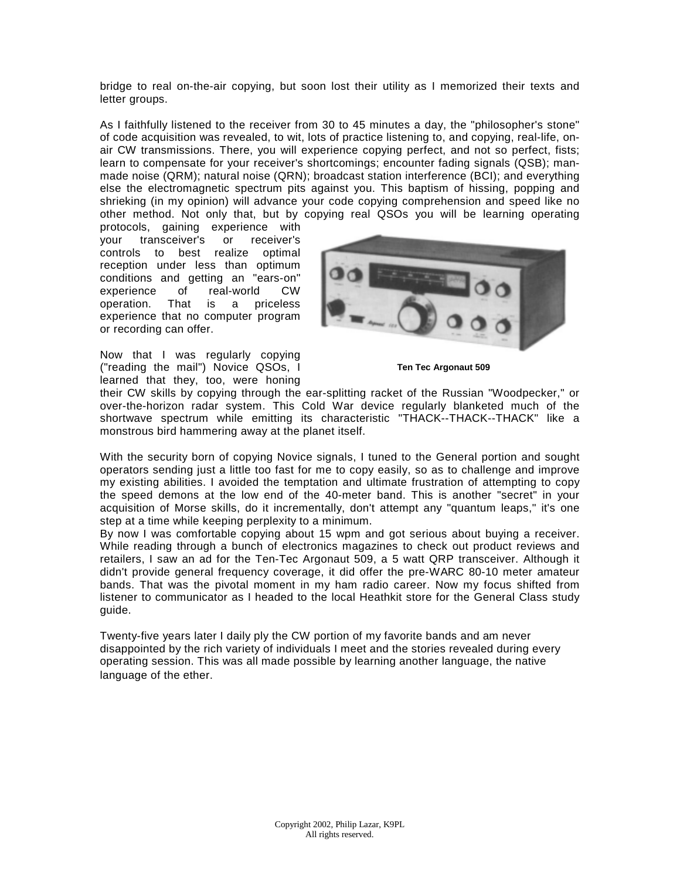bridge to real on-the-air copying, but soon lost their utility as I memorized their texts and letter groups.

As I faithfully listened to the receiver from 30 to 45 minutes a day, the "philosopher's stone" of code acquisition was revealed, to wit, lots of practice listening to, and copying, real-life, on-air CW transmissions. There, you will experience copying perfect, and not so perfect, fists; learn to compensate for your receiver's shortcomings; encounter fading signals (QSB); man-made noise (QRM); natural noise (QRN); broadcast station interference (BCI); and everything else the electromagnetic spectrum pits against you. This baptism of hissing, popping and shrieking (in my opinion) will advance your code copying comprehension and speed like no other method. Not only that, but by copying real QSOs you will be learning operating protocols, gaining experience with your transceiver's or receiver's controls to best realize optimal reception under less than optimum conditions and getting an "ears-on" experience of real-world CW operation. That is a priceless experience that no computer program or recording can offer.

Ten Tec Argonaut 509

Now that I was regularly copying ("reading the mail") Novice QSOs, I learned that they, too, were honing their CW skills by copying through the ear-splitting racket of the Russian "Woodpecker," or over-the-horizon radar system. This Cold War device regularly blanketed much of the shortwave spectrum while emitting its characteristic "THACK--THACK--THACK" like a monstrous bird hammering away at the planet itself.

With the security born of copying Novice signals, I tuned to the General portion and sought operators sending just a little too fast for me to copy easily, so as to challenge and improve my existing abilities. I avoided the temptation and ultimate frustration of attempting to copy the speed demons at the low end of the 40-meter band. This is another "secret" in your acquisition of Morse skills, do it incrementally, don't attempt any "quantum leaps," it's one step at a time while keeping perplexity to a minimum.

By now I was comfortable copying about 15 wpm and got serious about buying a receiver. While reading through a bunch of electronics magazines to check out product reviews and retailers, I saw an ad for the Ten-Tec Argonaut 509, a 5 watt QRP transceiver. Although it didn't provide general frequency coverage, it did offer the pre-WARC 80-10 meter amateur bands. That was the pivotal moment in my ham radio career. Now my focus shifted from listener to communicator as I headed to the local Heathkit store for the General Class study guide.

Twenty-five years later I daily ply the CW portion of my favorite bands and am never disappointed by the rich variety of individuals I meet and the stories revealed during every operating session. This was all made possible by learning another language, the native language of the ether.